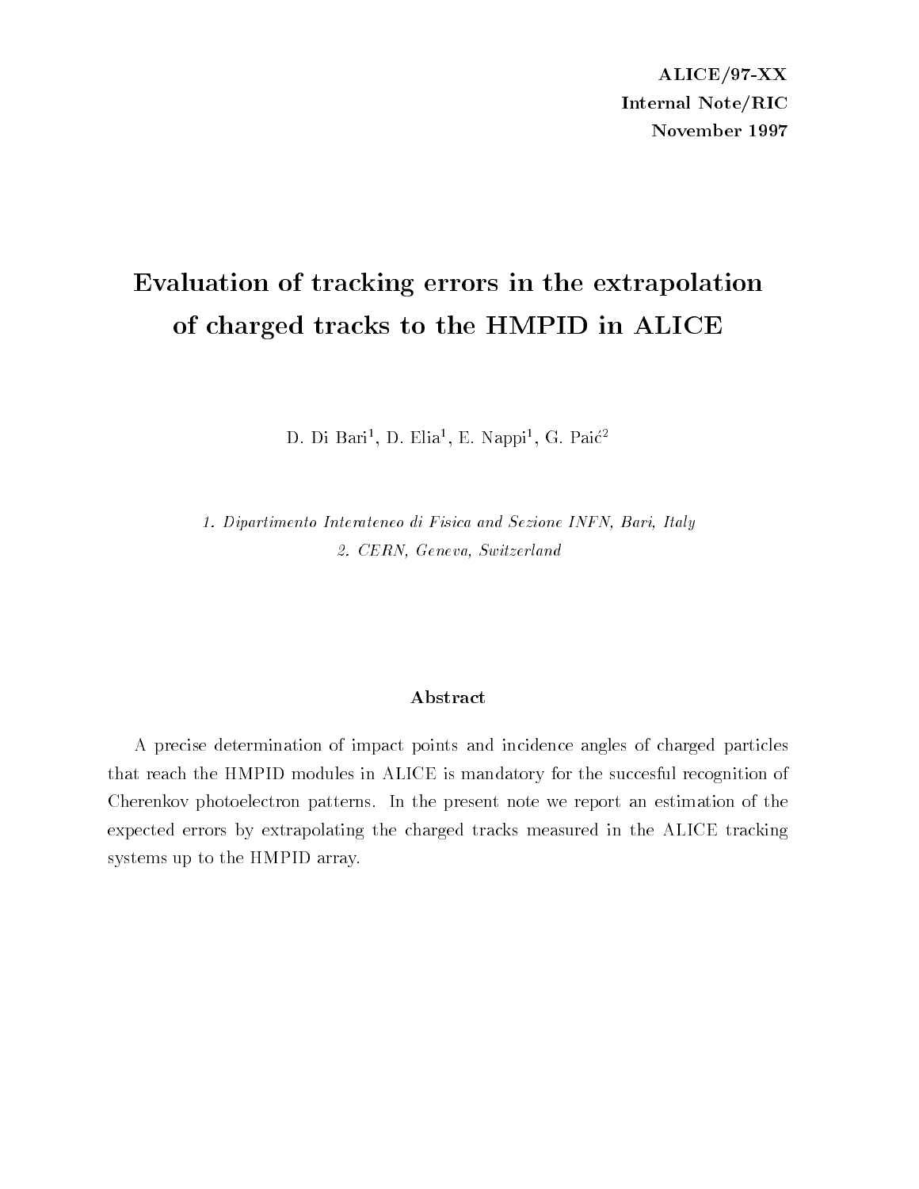**ALICE/97-XX**
**Internal Note/RIC**
**November 1997**

# Evaluation of tracking errors in the extrapolation of charged tracks to the HMPID in ALICE

D. Di Bari[1], D. Elia[1], E. Nappi[1], G. Paić[2]

*1. Dipartimento Interateneo di Fisica and Sezione INFN, Bari, Italy*
*2. CERN, Geneva, Switzerland*

## Abstract

A precise determination of impact points and incidence angles of charged particles that reach the HMPID modules in ALICE is mandatory for the succesful recognition of Cherenkov photoelectron patterns. In the present note we report an estimation of the expected errors by extrapolating the charged tracks measured in the ALICE tracking systems up to the HMPID array.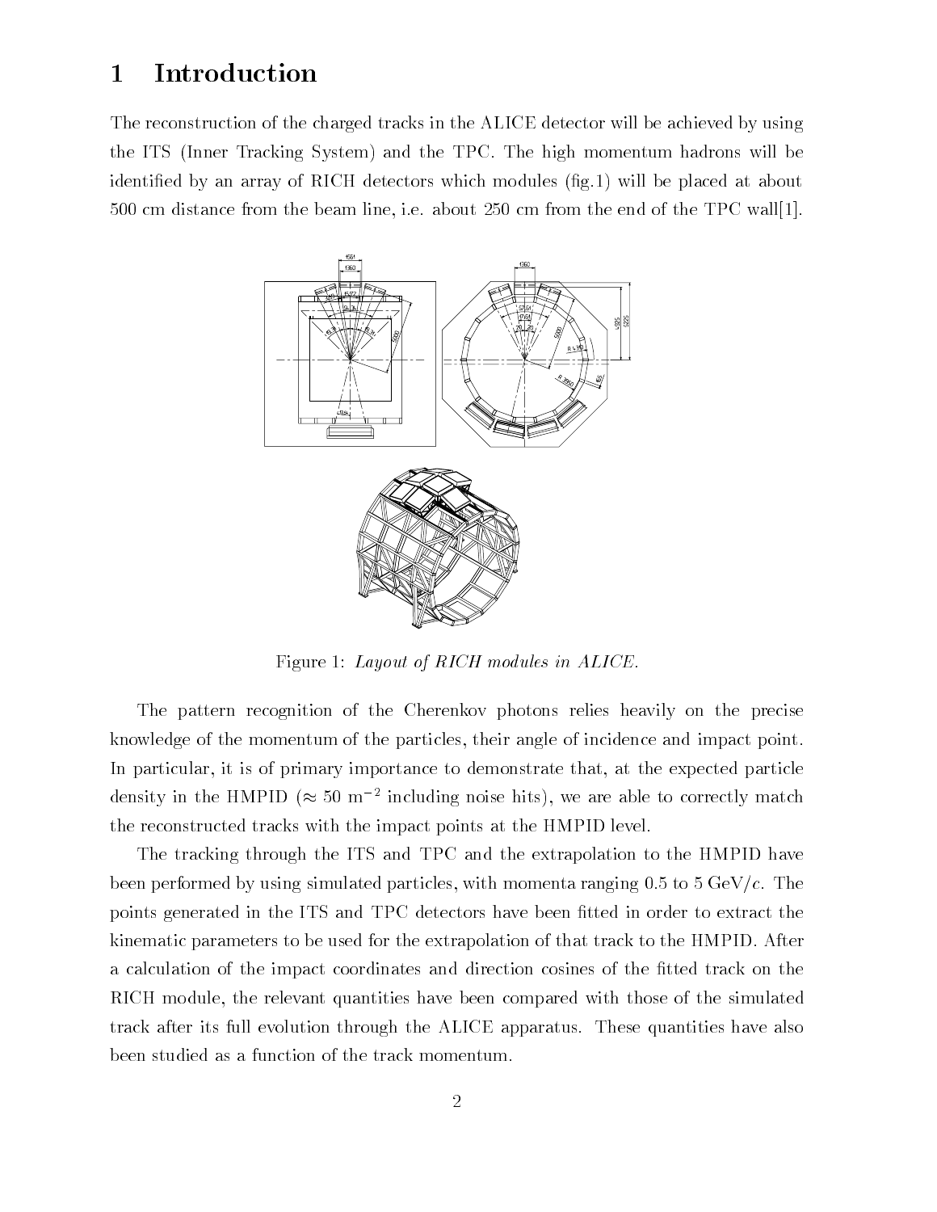# 1 Introduction

The reconstruction of the charged tracks in the ALICE detector will be achieved by using the ITS (Inner Tracking System) and the TPC. The high momentum hadrons will be identified by an array of RICH detectors which modules (fig.1) will be placed at about 500 cm distance from the beam line, i.e. about 250 cm from the end of the TPC wall[1].

Figure 1: *Layout of RICH modules in ALICE.*

The pattern recognition of the Cherenkov photons relies heavily on the precise knowledge of the momentum of the particles, their angle of incidence and impact point. In particular, it is of primary importance to demonstrate that, at the expected particle density in the HMPID ($\approx 50$ m$^{-2}$ including noise hits), we are able to correctly match the reconstructed tracks with the impact points at the HMPID level.

The tracking through the ITS and TPC and the extrapolation to the HMPID have been performed by using simulated particles, with momenta ranging 0.5 to 5 GeV/$c$. The points generated in the ITS and TPC detectors have been fitted in order to extract the kinematic parameters to be used for the extrapolation of that track to the HMPID. After a calculation of the impact coordinates and direction cosines of the fitted track on the RICH module, the relevant quantities have been compared with those of the simulated track after its full evolution through the ALICE apparatus. These quantities have also been studied as a function of the track momentum.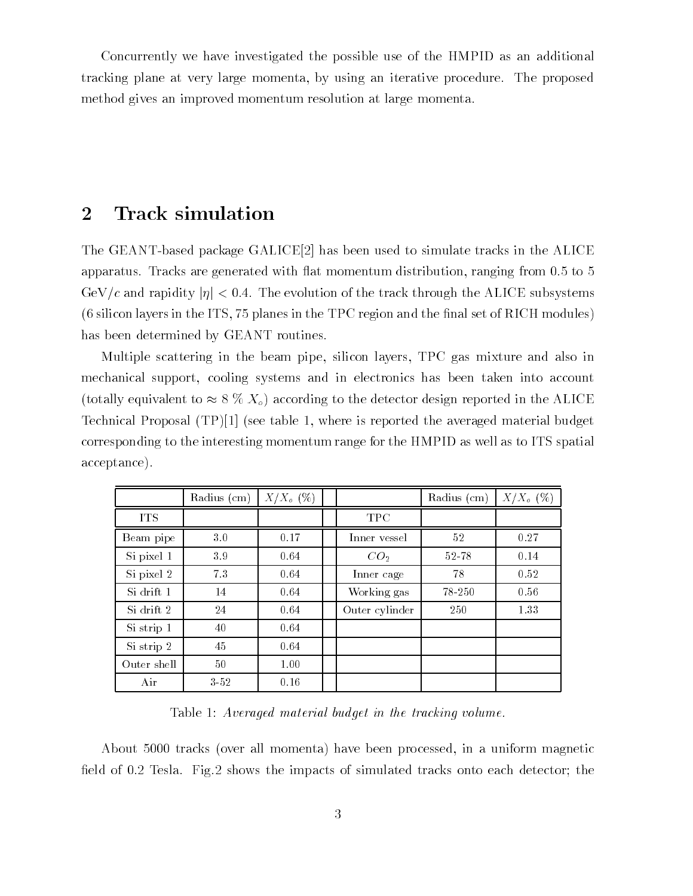Concurrently we have investigated the possible use of the HMPID as an additional tracking plane at very large momenta, by using an iterative procedure. The proposed method gives an improved momentum resolution at large momenta.

## 2 Track simulation

The GEANT-based package GALICE[2] has been used to simulate tracks in the ALICE apparatus. Tracks are generated with flat momentum distribution, ranging from 0.5 to 5 GeV/$c$ and rapidity $|\eta| < 0.4$. The evolution of the track through the ALICE subsystems (6 silicon layers in the ITS, 75 planes in the TPC region and the final set of RICH modules) has been determined by GEANT routines.

Multiple scattering in the beam pipe, silicon layers, TPC gas mixture and also in mechanical support, cooling systems and in electronics has been taken into account (totally equivalent to $\approx 8$ % $X_o$) according to the detector design reported in the ALICE Technical Proposal (TP)[1] (see table 1, where is reported the averaged material budget corresponding to the interesting momentum range for the HMPID as well as to ITS spatial acceptance).

| | Radius (cm) | $X/X_o$ (%) | | | Radius (cm) | $X/X_o$ (%) |
|---|---|---|---|---|---|---|
| ITS | | | | TPC | | |
| Beam pipe | 3.0 | 0.17 | | Inner vessel | 52 | 0.27 |
| Si pixel 1 | 3.9 | 0.64 | | $CO_2$ | 52-78 | 0.14 |
| Si pixel 2 | 7.3 | 0.64 | | Inner cage | 78 | 0.52 |
| Si drift 1 | 14 | 0.64 | | Working gas | 78-250 | 0.56 |
| Si drift 2 | 24 | 0.64 | | Outer cylinder | 250 | 1.33 |
| Si strip 1 | 40 | 0.64 | | | | |
| Si strip 2 | 45 | 0.64 | | | | |
| Outer shell | 50 | 1.00 | | | | |
| Air | 3-52 | 0.16 | | | | |

Table 1: *Averaged material budget in the tracking volume.*

About 5000 tracks (over all momenta) have been processed, in a uniform magnetic field of 0.2 Tesla. Fig.2 shows the impacts of simulated tracks onto each detector; the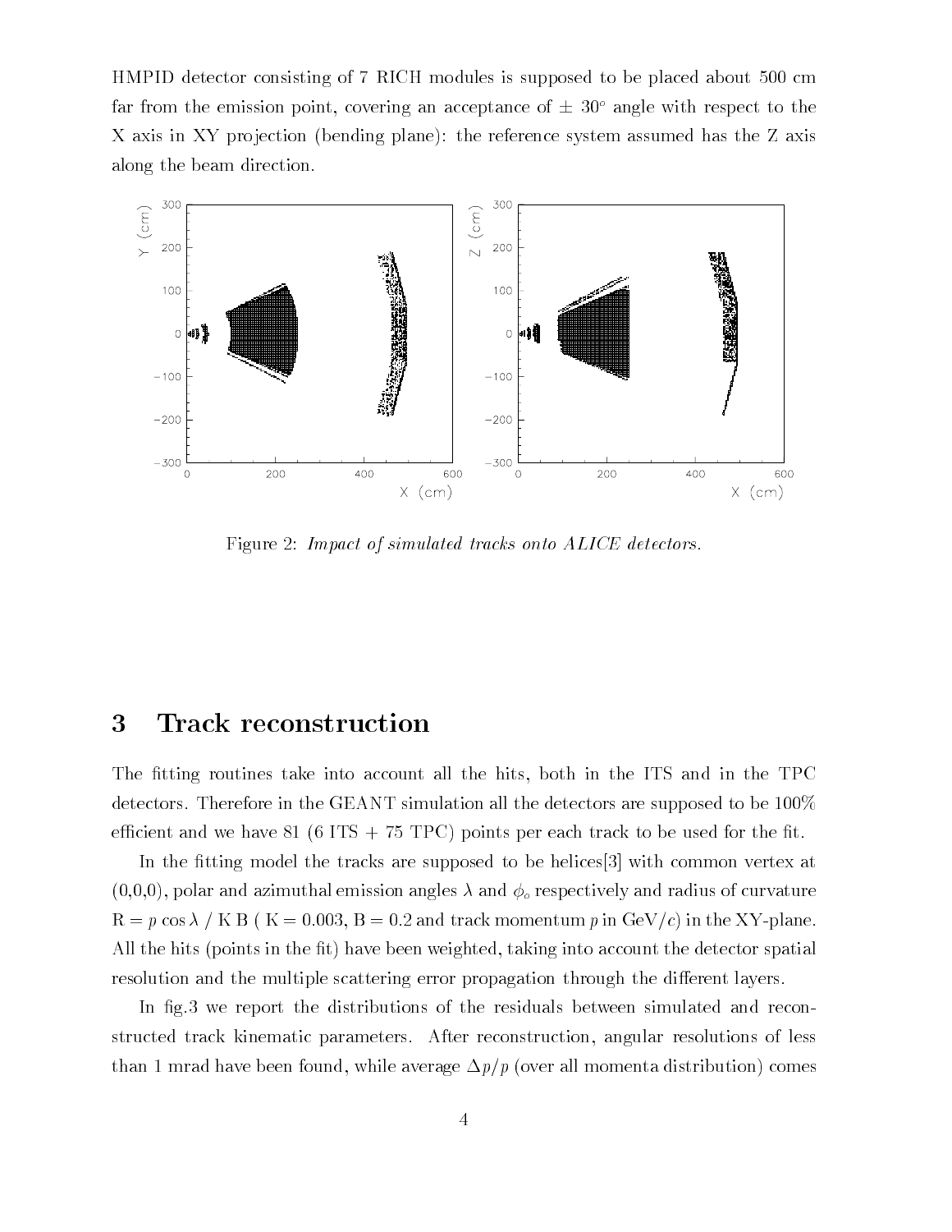HMPID detector consisting of 7 RICH modules is supposed to be placed about 500 cm far from the emission point, covering an acceptance of $\pm$ 30$^o$ angle with respect to the X axis in XY projection (bending plane): the reference system assumed has the Z axis along the beam direction.

Figure 2: *Impact of simulated tracks onto ALICE detectors.*

# 3 Track reconstruction

The fitting routines take into account all the hits, both in the ITS and in the TPC detectors. Therefore in the GEANT simulation all the detectors are supposed to be 100% efficient and we have 81 (6 ITS + 75 TPC) points per each track to be used for the fit.

In the fitting model the tracks are supposed to be helices[3] with common vertex at (0,0,0), polar and azimuthal emission angles $\lambda$ and $\phi_o$ respectively and radius of curvature R = $p \cos\lambda$ / K B ( K = 0.003, B = 0.2 and track momentum $p$ in GeV/$c$) in the XY-plane. All the hits (points in the fit) have been weighted, taking into account the detector spatial resolution and the multiple scattering error propagation through the different layers.

In fig.3 we report the distributions of the residuals between simulated and reconstructed track kinematic parameters. After reconstruction, angular resolutions of less than 1 mrad have been found, while average $\Delta p/p$ (over all momenta distribution) comes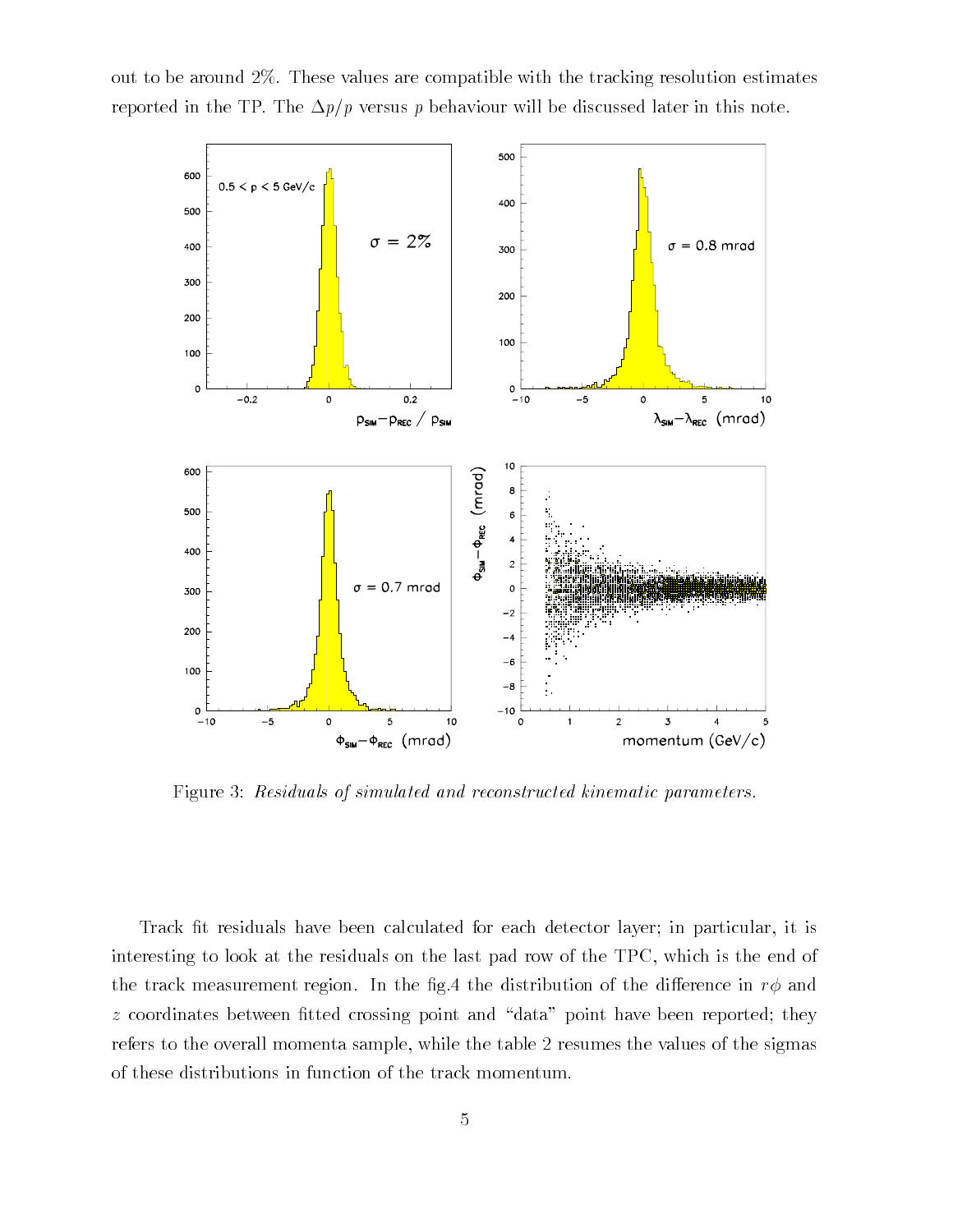out to be around 2%. These values are compatible with the tracking resolution estimates reported in the TP. The $\Delta p/p$ versus $p$ behaviour will be discussed later in this note.

Figure 3: *Residuals of simulated and reconstructed kinematic parameters.*

Track fit residuals have been calculated for each detector layer; in particular, it is interesting to look at the residuals on the last pad row of the TPC, which is the end of the track measurement region. In the fig.4 the distribution of the difference in $r\phi$ and $z$ coordinates between fitted crossing point and "data" point have been reported; they refers to the overall momenta sample, while the table 2 resumes the values of the sigmas of these distributions in function of the track momentum.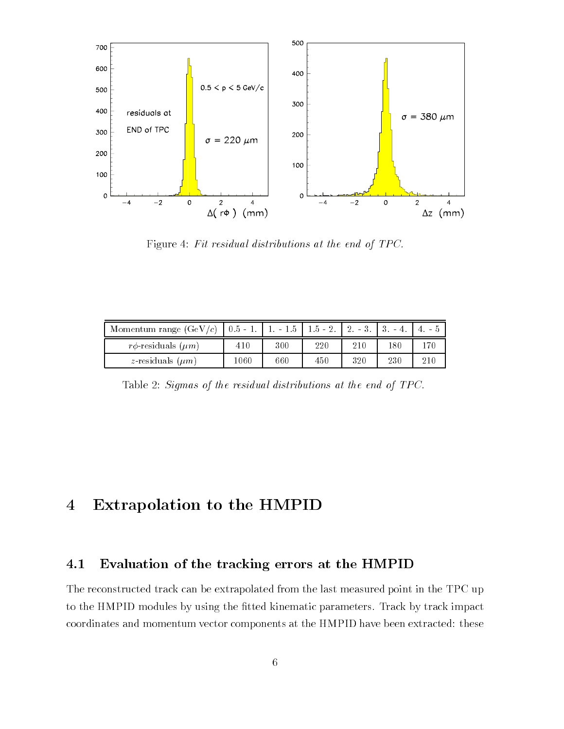Figure 4: *Fit residual distributions at the end of TPC.*

| Momentum range (GeV/$c$) | 0.5 - 1. | 1. - 1.5 | 1.5 - 2. | 2. - 3. | 3. - 4. | 4. - 5 |
|---|---|---|---|---|---|---|
| $r\phi$-residuals ($\mu m$) | 410 | 300 | 220 | 210 | 180 | 170 |
| $z$-residuals ($\mu m$) | 1060 | 660 | 450 | 320 | 230 | 210 |

Table 2: *Sigmas of the residual distributions at the end of TPC.*

# 4 Extrapolation to the HMPID

## 4.1 Evaluation of the tracking errors at the HMPID

The reconstructed track can be extrapolated from the last measured point in the TPC up to the HMPID modules by using the fitted kinematic parameters. Track by track impact coordinates and momentum vector components at the HMPID have been extracted: these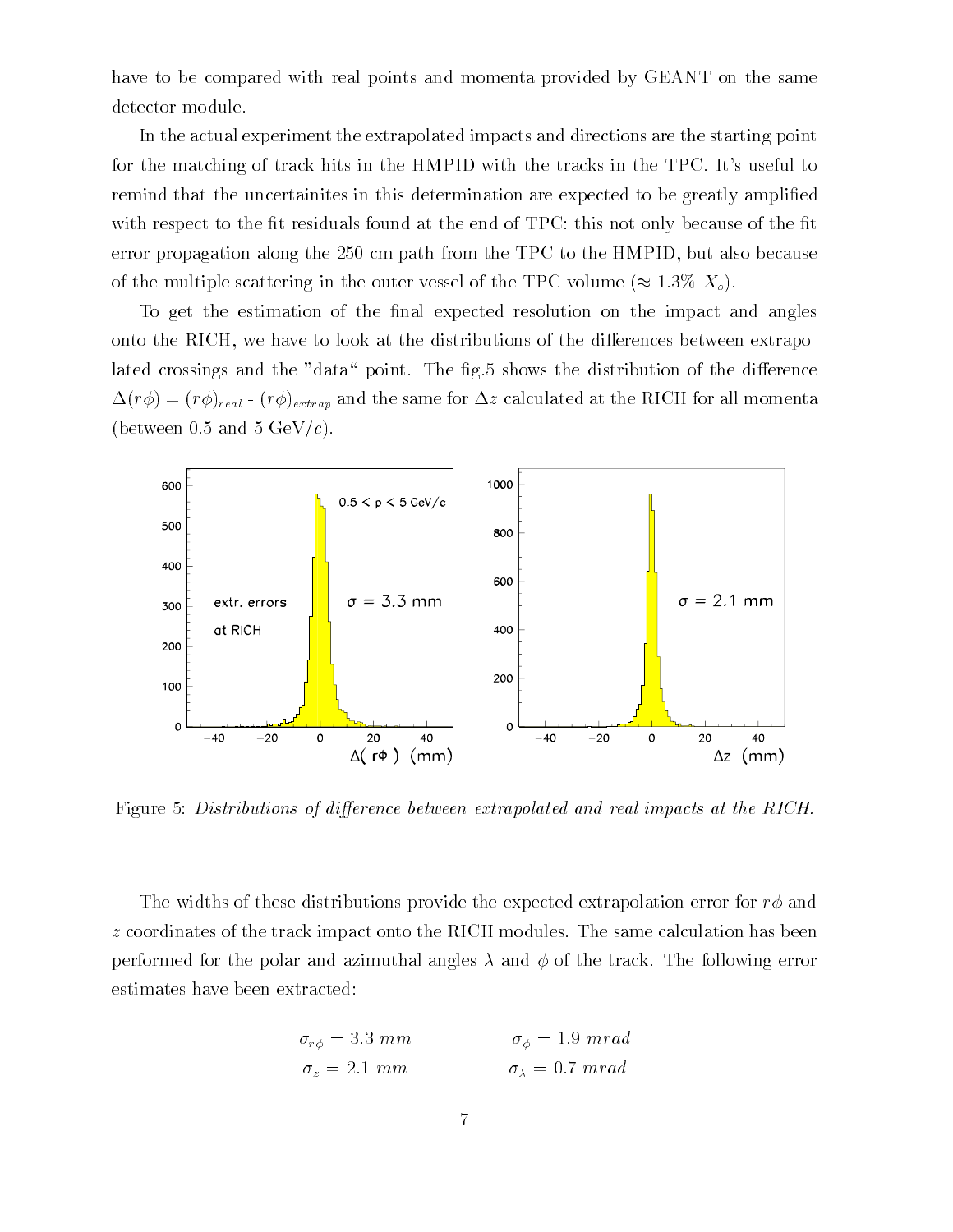have to be compared with real points and momenta provided by GEANT on the same detector module.

In the actual experiment the extrapolated impacts and directions are the starting point for the matching of track hits in the HMPID with the tracks in the TPC. It's useful to remind that the uncertainites in this determination are expected to be greatly amplified with respect to the fit residuals found at the end of TPC: this not only because of the fit error propagation along the 250 cm path from the TPC to the HMPID, but also because of the multiple scattering in the outer vessel of the TPC volume ($\approx 1.3\%$ $X_o$).

To get the estimation of the final expected resolution on the impact and angles onto the RICH, we have to look at the distributions of the differences between extrapolated crossings and the "data" point. The fig.5 shows the distribution of the difference $\Delta(r\phi) = (r\phi)_{real}$ - $(r\phi)_{extrap}$ and the same for $\Delta z$ calculated at the RICH for all momenta (between 0.5 and 5 GeV/$c$).

Figure 5: *Distributions of difference between extrapolated and real impacts at the RICH.*

The widths of these distributions provide the expected extrapolation error for $r\phi$ and $z$ coordinates of the track impact onto the RICH modules. The same calculation has been performed for the polar and azimuthal angles $\lambda$ and $\phi$ of the track. The following error estimates have been extracted:

$$\sigma_{r\phi} = 3.3 \; mm \qquad \qquad \sigma_{\phi} = 1.9 \; mrad$$

$$\sigma_{z} = 2.1 \; mm \qquad \qquad \sigma_{\lambda} = 0.7 \; mrad$$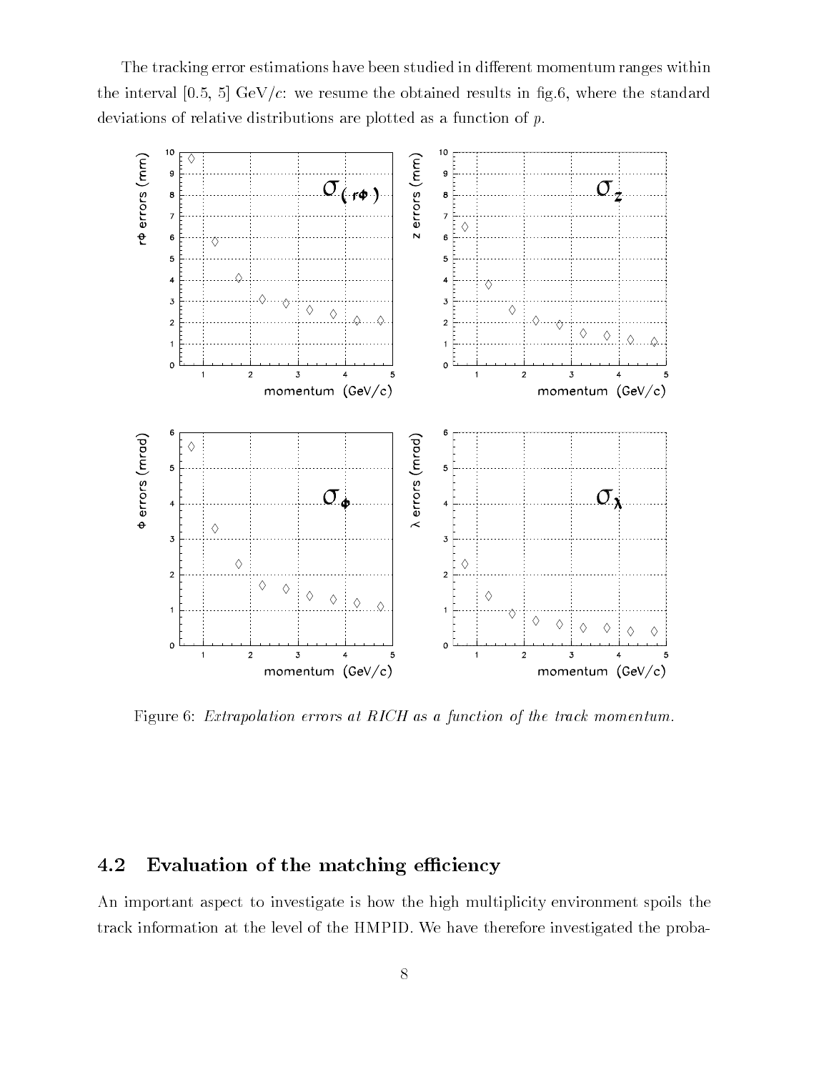The tracking error estimations have been studied in different momentum ranges within the interval [0.5, 5] GeV/$c$: we resume the obtained results in fig.6, where the standard deviations of relative distributions are plotted as a function of $p$.

Figure 6: *Extrapolation errors at RICH as a function of the track momentum.*

## 4.2 Evaluation of the matching efficiency

An important aspect to investigate is how the high multiplicity environment spoils the track information at the level of the HMPID. We have therefore investigated the proba-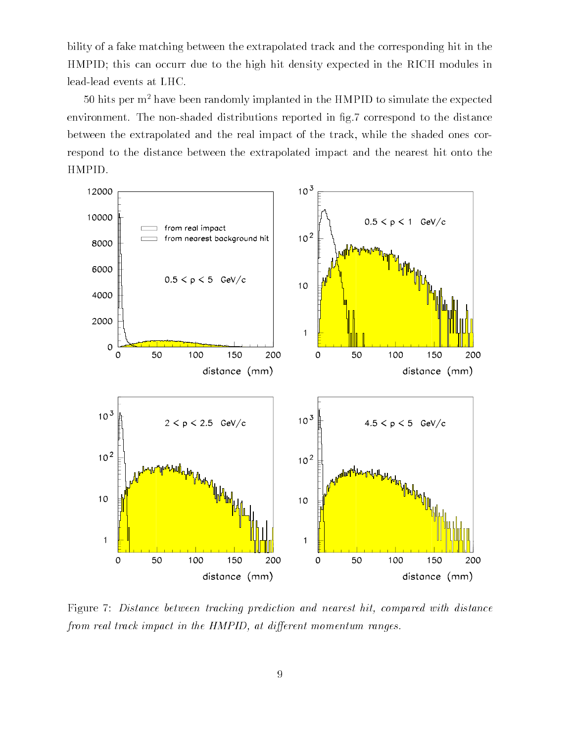bility of a fake matching between the extrapolated track and the corresponding hit in the HMPID; this can occurr due to the high hit density expected in the RICH modules in lead-lead events at LHC.

50 hits per $m^2$ have been randomly implanted in the HMPID to simulate the expected environment. The non-shaded distributions reported in fig.7 correspond to the distance between the extrapolated and the real impact of the track, while the shaded ones correspond to the distance between the extrapolated impact and the nearest hit onto the HMPID.

Figure 7: *Distance between tracking prediction and nearest hit, compared with distance from real track impact in the HMPID, at different momentum ranges.*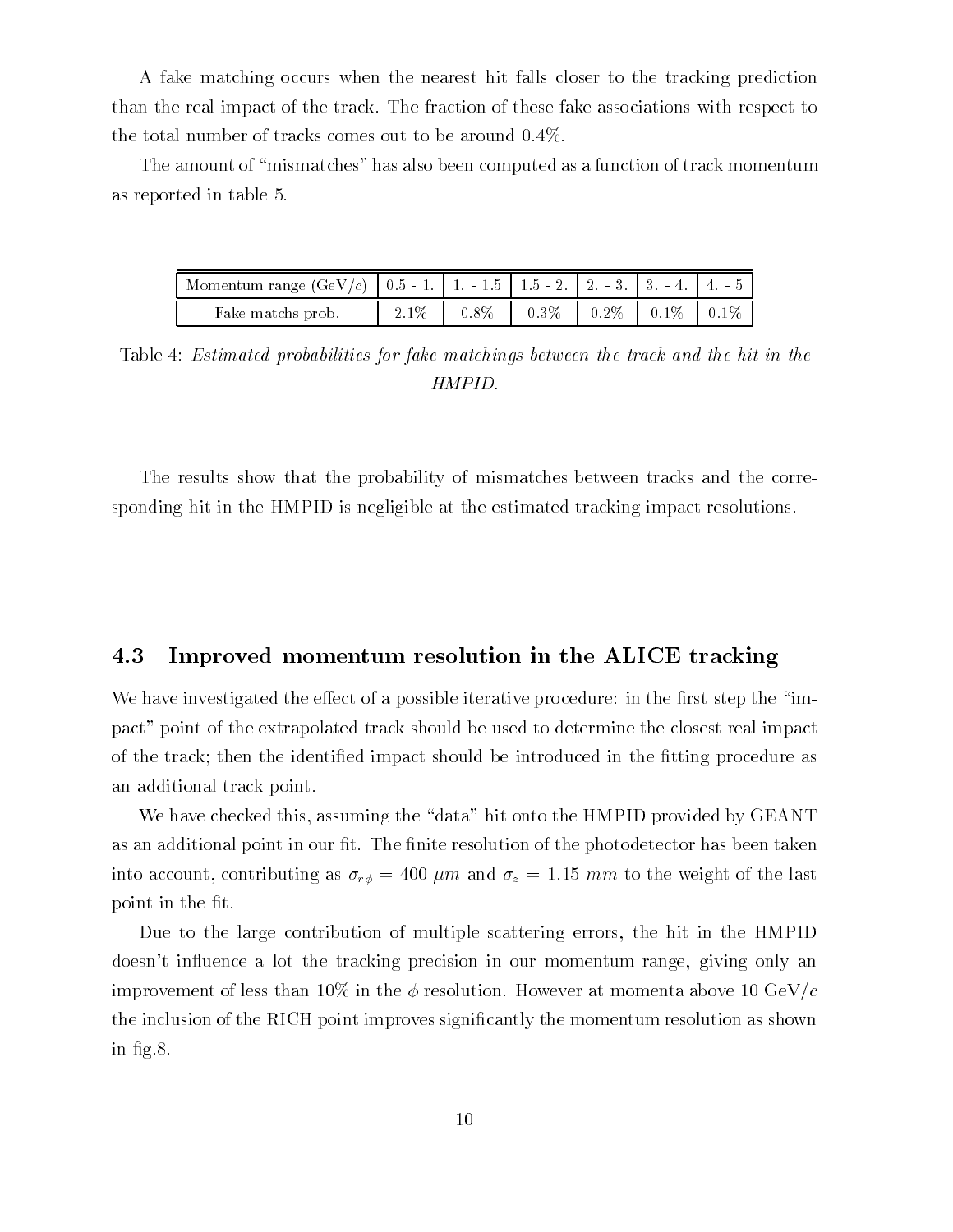A fake matching occurs when the nearest hit falls closer to the tracking prediction than the real impact of the track. The fraction of these fake associations with respect to the total number of tracks comes out to be around 0.4%.

The amount of "mismatches" has also been computed as a function of track momentum as reported in table 5.

| Momentum range (GeV/$c$) | 0.5 - 1. | 1. - 1.5 | 1.5 - 2. | 2. - 3. | 3. - 4. | 4. - 5 |
|---|---|---|---|---|---|---|
| Fake matchs prob. | 2.1% | 0.8% | 0.3% | 0.2% | 0.1% | 0.1% |

Table 4: *Estimated probabilities for fake matchings between the track and the hit in the HMPID.*

The results show that the probability of mismatches between tracks and the corresponding hit in the HMPID is negligible at the estimated tracking impact resolutions.

### 4.3 Improved momentum resolution in the ALICE tracking

We have investigated the effect of a possible iterative procedure: in the first step the "impact" point of the extrapolated track should be used to determine the closest real impact of the track; then the identified impact should be introduced in the fitting procedure as an additional track point.

We have checked this, assuming the "data" hit onto the HMPID provided by GEANT as an additional point in our fit. The finite resolution of the photodetector has been taken into account, contributing as $\sigma_{r\phi} = 400\ \mu m$ and $\sigma_z = 1.15\ mm$ to the weight of the last point in the fit.

Due to the large contribution of multiple scattering errors, the hit in the HMPID doesn't influence a lot the tracking precision in our momentum range, giving only an improvement of less than 10% in the $\phi$ resolution. However at momenta above 10 GeV/$c$ the inclusion of the RICH point improves significantly the momentum resolution as shown in fig.8.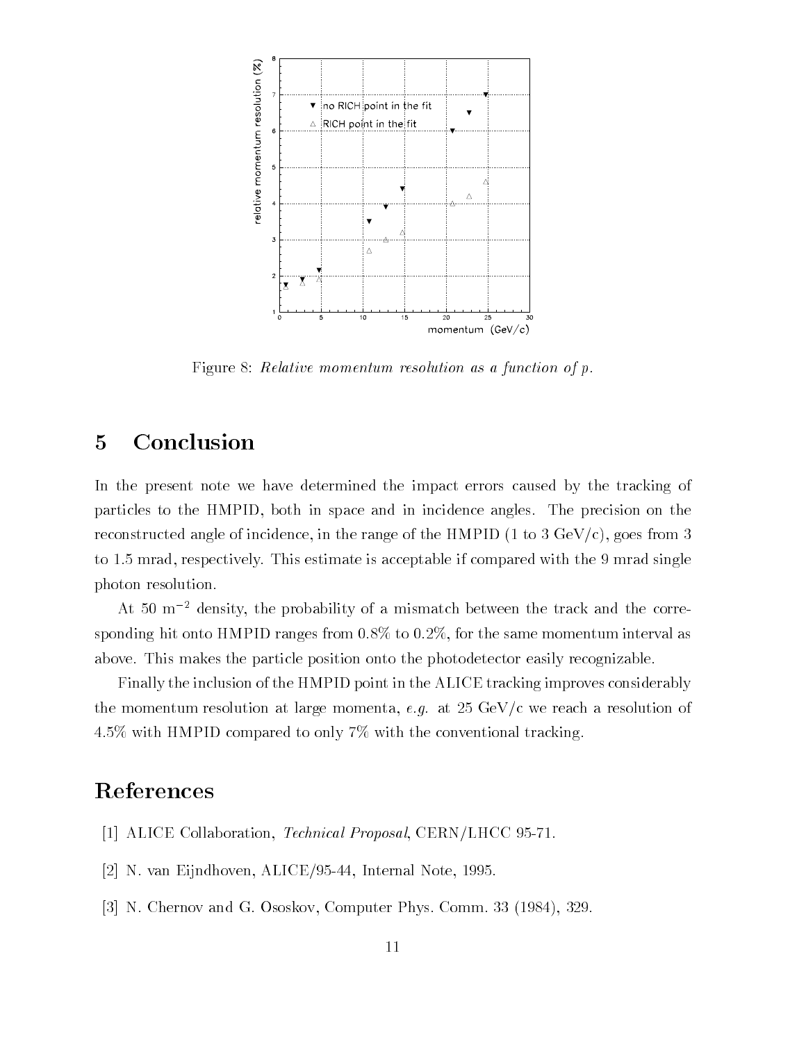relative momentum resolution (%)

no RICH point in the fit

RICH point in the fit

momentum (GeV/c)

8
7
6
5
4
3
2
1

0 5 10 15 20 25 30

Figure 8: *Relative momentum resolution as a function of p.*

# 5 Conclusion

In the present note we have determined the impact errors caused by the tracking of particles to the HMPID, both in space and in incidence angles. The precision on the reconstructed angle of incidence, in the range of the HMPID (1 to 3 GeV/c), goes from 3 to 1.5 mrad, respectively. This estimate is acceptable if compared with the 9 mrad single photon resolution.

At 50 $m^{-2}$ density, the probability of a mismatch between the track and the corresponding hit onto HMPID ranges from 0.8% to 0.2%, for the same momentum interval as above. This makes the particle position onto the photodetector easily recognizable.

Finally the inclusion of the HMPID point in the ALICE tracking improves considerably the momentum resolution at large momenta, *e.g.* at 25 GeV/c we reach a resolution of 4.5% with HMPID compared to only 7% with the conventional tracking.

# References

[1] ALICE Collaboration, *Technical Proposal*, CERN/LHCC 95-71.

[2] N. van Eijndhoven, ALICE/95-44, Internal Note, 1995.

[3] N. Chernov and G. Ososkov, Computer Phys. Comm. 33 (1984), 329.